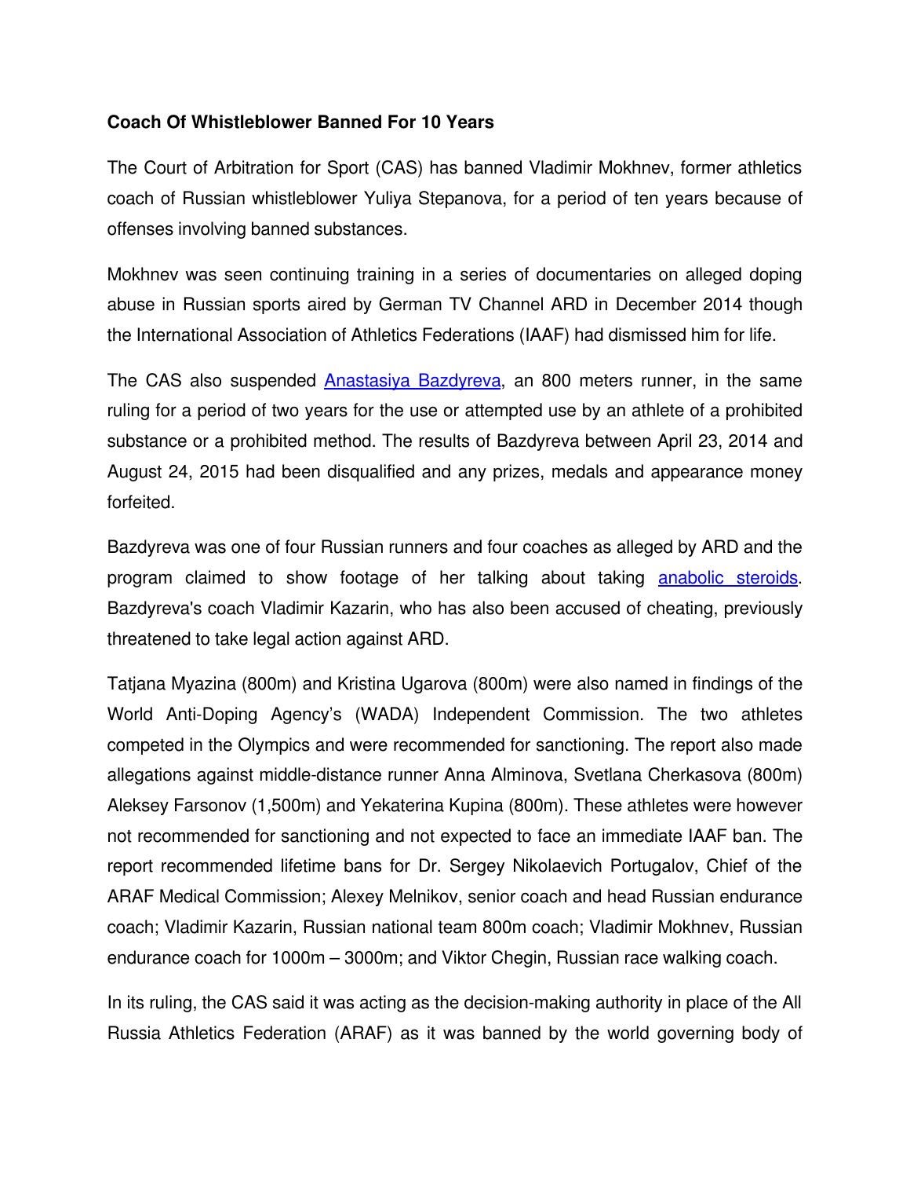**Coach Of Whistleblower Banned For 10 Years**

The Court of Arbitration for Sport (CAS) has banned Vladimir Mokhnev, former athletics coach of Russian whistleblower Yuliya Stepanova, for a period of ten years because of offenses involving banned substances.

Mokhnev was seen continuing training in a series of documentaries on alleged doping abuse in Russian sports aired by German TV Channel ARD in December 2014 though the International Association of Athletics Federations (IAAF) had dismissed him for life.

The CAS also suspended Anastasiya Bazdyreva, an 800 meters runner, in the same ruling for a period of two years for the use or attempted use by an athlete of a prohibited substance or a prohibited method. The results of Bazdyreva between April 23, 2014 and August 24, 2015 had been disqualified and any prizes, medals and appearance money forfeited.

Bazdyreva was one of four Russian runners and four coaches as alleged by ARD and the program claimed to show footage of her talking about taking anabolic steroids. Bazdyreva's coach Vladimir Kazarin, who has also been accused of cheating, previously threatened to take legal action against ARD.

Tatjana Myazina (800m) and Kristina Ugarova (800m) were also named in findings of the World Anti-Doping Agency's (WADA) Independent Commission. The two athletes competed in the Olympics and were recommended for sanctioning. The report also made allegations against middle-distance runner Anna Alminova, Svetlana Cherkasova (800m) Aleksey Farsonov (1,500m) and Yekaterina Kupina (800m). These athletes were however not recommended for sanctioning and not expected to face an immediate IAAF ban. The report recommended lifetime bans for Dr. Sergey Nikolaevich Portugalov, Chief of the ARAF Medical Commission; Alexey Melnikov, senior coach and head Russian endurance coach; Vladimir Kazarin, Russian national team 800m coach; Vladimir Mokhnev, Russian endurance coach for 1000m – 3000m; and Viktor Chegin, Russian race walking coach.

In its ruling, the CAS said it was acting as the decision-making authority in place of the All Russia Athletics Federation (ARAF) as it was banned by the world governing body of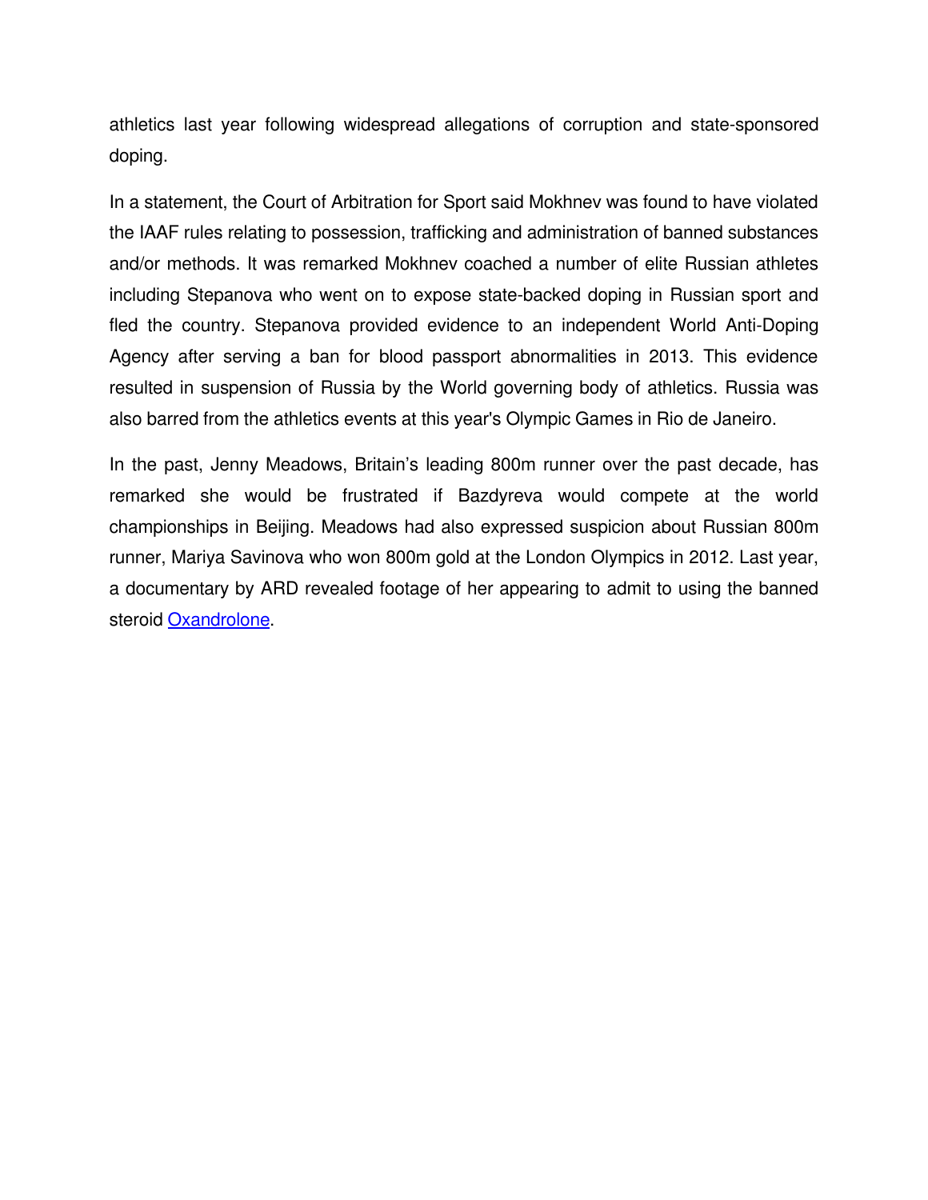athletics last year following widespread allegations of corruption and state-sponsored doping.

In a statement, the Court of Arbitration for Sport said Mokhnev was found to have violated the IAAF rules relating to possession, trafficking and administration of banned substances and/or methods. It was remarked Mokhnev coached a number of elite Russian athletes including Stepanova who went on to expose state-backed doping in Russian sport and fled the country. Stepanova provided evidence to an independent World Anti-Doping Agency after serving a ban for blood passport abnormalities in 2013. This evidence resulted in suspension of Russia by the World governing body of athletics. Russia was also barred from the athletics events at this year's Olympic Games in Rio de Janeiro.

In the past, Jenny Meadows, Britain's leading 800m runner over the past decade, has remarked she would be frustrated if Bazdyreva would compete at the world championships in Beijing. Meadows had also expressed suspicion about Russian 800m runner, Mariya Savinova who won 800m gold at the London Olympics in 2012. Last year, a documentary by ARD revealed footage of her appearing to admit to using the banned steroid Oxandrolone.